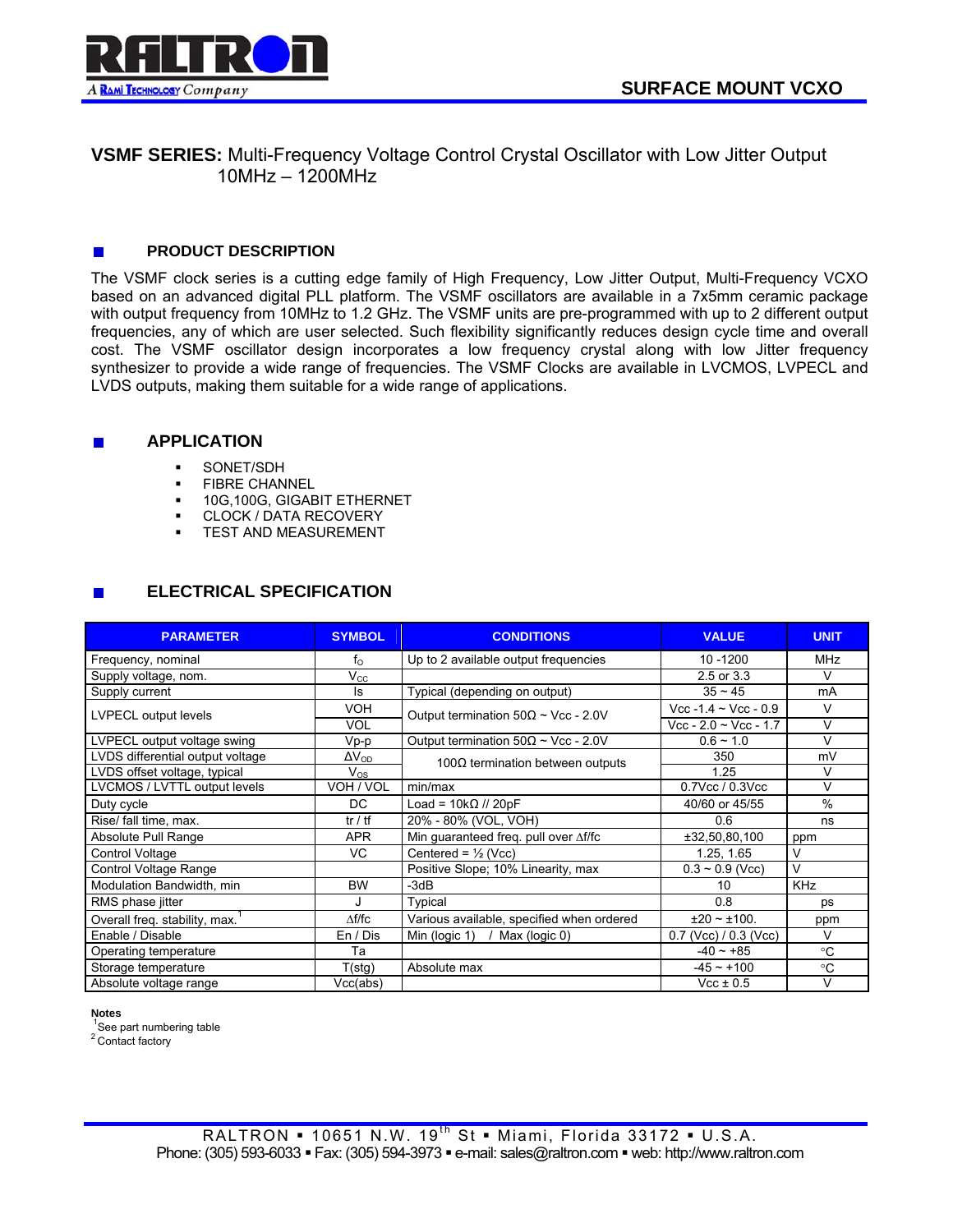RALTRON
A Rami Technology Company

SURFACE MOUNT VCXO

# VSMF SERIES: Multi-Frequency Voltage Control Crystal Oscillator with Low Jitter Output 10MHz – 1200MHz

## PRODUCT DESCRIPTION

The VSMF clock series is a cutting edge family of High Frequency, Low Jitter Output, Multi-Frequency VCXO based on an advanced digital PLL platform. The VSMF oscillators are available in a 7x5mm ceramic package with output frequency from 10MHz to 1.2 GHz. The VSMF units are pre-programmed with up to 2 different output frequencies, any of which are user selected. Such flexibility significantly reduces design cycle time and overall cost. The VSMF oscillator design incorporates a low frequency crystal along with low Jitter frequency synthesizer to provide a wide range of frequencies. The VSMF Clocks are available in LVCMOS, LVPECL and LVDS outputs, making them suitable for a wide range of applications.

## APPLICATION

- SONET/SDH
- FIBRE CHANNEL
- 10G,100G, GIGABIT ETHERNET
- CLOCK / DATA RECOVERY
- TEST AND MEASUREMENT

## ELECTRICAL SPECIFICATION

| PARAMETER | SYMBOL | CONDITIONS | VALUE | UNIT |
|---|---|---|---|---|
| Frequency, nominal | $f_O$ | Up to 2 available output frequencies | 10 -1200 | MHz |
| Supply voltage, nom. | $V_{CC}$ | | 2.5 or 3.3 | V |
| Supply current | Is | Typical (depending on output) | 35 ~ 45 | mA |
| LVPECL output levels | VOH | Output termination 50Ω ~ Vcc - 2.0V | Vcc -1.4 ~ Vcc - 0.9 | V |
| | VOL | | Vcc - 2.0 ~ Vcc - 1.7 | V |
| LVPECL output voltage swing | Vp-p | Output termination 50Ω ~ Vcc - 2.0V | 0.6 ~ 1.0 | V |
| LVDS differential output voltage | $\Delta V_{OD}$ | 100Ω termination between outputs | 350 | mV |
| LVDS offset voltage, typical | $V_{OS}$ | | 1.25 | V |
| LVCMOS / LVTTL output levels | VOH / VOL | min/max | 0.7Vcc / 0.3Vcc | V |
| Duty cycle | DC | Load = 10kΩ // 20pF | 40/60 or 45/55 | % |
| Rise/ fall time, max. | tr / tf | 20% - 80% (VOL, VOH) | 0.6 | ns |
| Absolute Pull Range | APR | Min guaranteed freq. pull over Δf/fc | ±32,50,80,100 | ppm |
| Control Voltage | VC | Centered = ½ (Vcc) | 1.25, 1.65 | V |
| Control Voltage Range | | Positive Slope; 10% Linearity, max | 0.3 ~ 0.9 (Vcc) | V |
| Modulation Bandwidth, min | BW | -3dB | 10 | KHz |
| RMS phase jitter | J | Typical | 0.8 | ps |
| Overall freq. stability, max.[1] | Δf/fc | Various available, specified when ordered | ±20 ~ ±100. | ppm |
| Enable / Disable | En / Dis | Min (logic 1) / Max (logic 0) | 0.7 (Vcc) / 0.3 (Vcc) | V |
| Operating temperature | Ta | | -40 ~ +85 | °C |
| Storage temperature | T(stg) | Absolute max | -45 ~ +100 | °C |
| Absolute voltage range | Vcc(abs) | | Vcc ± 0.5 | V |

**Notes**

[1] See part numbering table

[2] Contact factory

RALTRON ▪ 10651 N.W. 19th St ▪ Miami, Florida 33172 ▪ U.S.A.
Phone: (305) 593-6033 ▪ Fax: (305) 594-3973 ▪ e-mail: sales@raltron.com ▪ web: http://www.raltron.com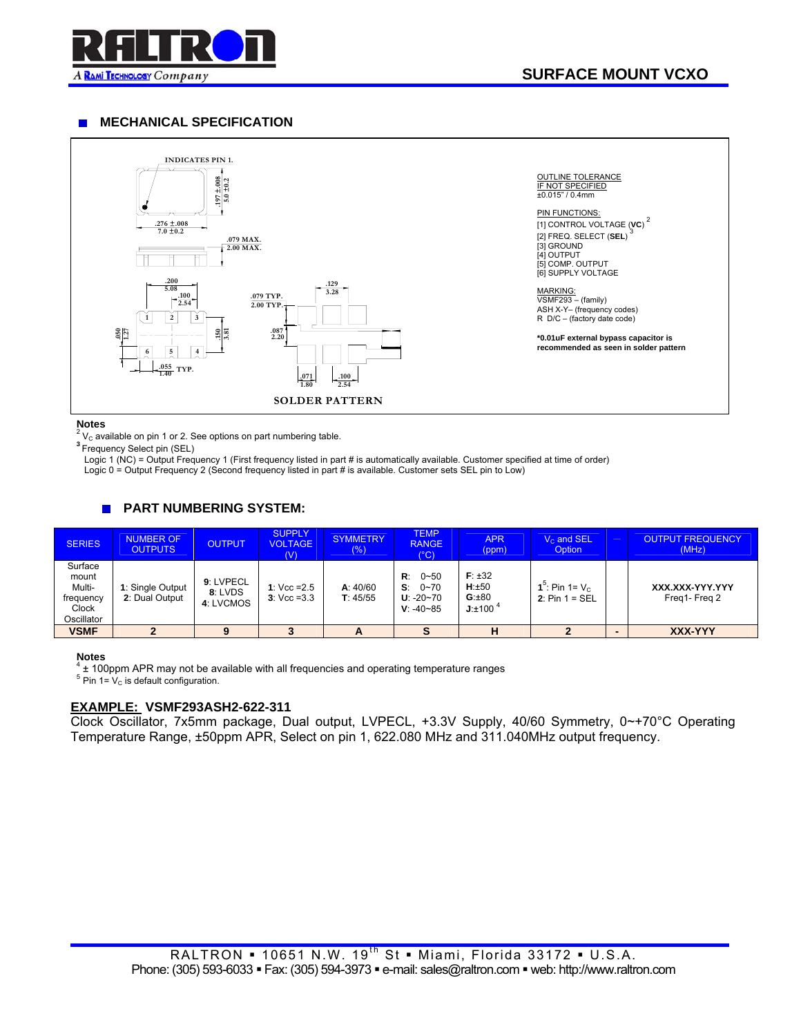## SURFACE MOUNT VCXO

### MECHANICAL SPECIFICATION

INDICATES PIN 1.

.197 ±.008
5.0 ±0.2

.276 ±.008
7.0 ±0.2

.079 MAX.
2.00 MAX.

.200
5.08

.100
2.54

.050
1.27

.150
3.81

.055 TYP.
1.40

.079 TYP.
2.00 TYP.

.129
3.28

.087
2.20

.071
1.80

.100
2.54

SOLDER PATTERN

OUTLINE TOLERANCE
IF NOT SPECIFIED
±0.015" / 0.4mm

PIN FUNCTIONS:
[1] CONTROL VOLTAGE (**VC**) [2]
[2] FREQ. SELECT (**SEL**) [3]
[3] GROUND
[4] OUTPUT
[5] COMP. OUTPUT
[6] SUPPLY VOLTAGE

MARKING:
VSMF293 – (family)
ASH X-Y– (frequency codes)
R D/C – (factory date code)

**\*0.01uF external bypass capacitor is recommended as seen in solder pattern**

**Notes**

[2] $V_C$ available on pin 1 or 2. See options on part numbering table.

[3] Frequency Select pin (SEL)
Logic 1 (NC) = Output Frequency 1 (First frequency listed in part # is automatically available. Customer specified at time of order)
Logic 0 = Output Frequency 2 (Second frequency listed in part # is available. Customer sets SEL pin to Low)

### PART NUMBERING SYSTEM:

| SERIES | NUMBER OF OUTPUTS | OUTPUT | SUPPLY VOLTAGE (V) | SYMMETRY (%) | TEMP RANGE (°C) | APR (ppm) | $V_C$ and SEL Option | — | OUTPUT FREQUENCY (MHz) |
|---|---|---|---|---|---|---|---|---|---|
| Surface mount Multi-frequency Clock Oscillator | **1**: Single Output<br>**2**: Dual Output | **9**: LVPECL<br>**8**: LVDS<br>4: LVCMOS | **1**: Vcc =2.5<br>**3**: Vcc =3.3 | **A**: 40/60<br>**T**: 45/55 | **R**: 0~50<br>**S**: 0~70<br>**U**: -20~70<br>**V**: -40~85 | **F**: ±32<br>**H**:±50<br>**G**:±80<br>**J**:±100 [4] | **1** [5]: Pin 1= $V_C$<br>**2**: Pin 1 = SEL | | **XXX.XXX-YYY.YYY**<br>Freq1- Freq 2 |
| **VSMF** | **2** | **9** | **3** | **A** | **S** | **H** | **2** | **-** | **XXX-YYY** |

**Notes**

[4] ± 100ppm APR may not be available with all frequencies and operating temperature ranges

[5] Pin 1= $V_C$ is default configuration.

**EXAMPLE: VSMF293ASH2-622-311**

Clock Oscillator, 7x5mm package, Dual output, LVPECL, +3.3V Supply, 40/60 Symmetry, 0~+70°C Operating Temperature Range, ±50ppm APR, Select on pin 1, 622.080 MHz and 311.040MHz output frequency.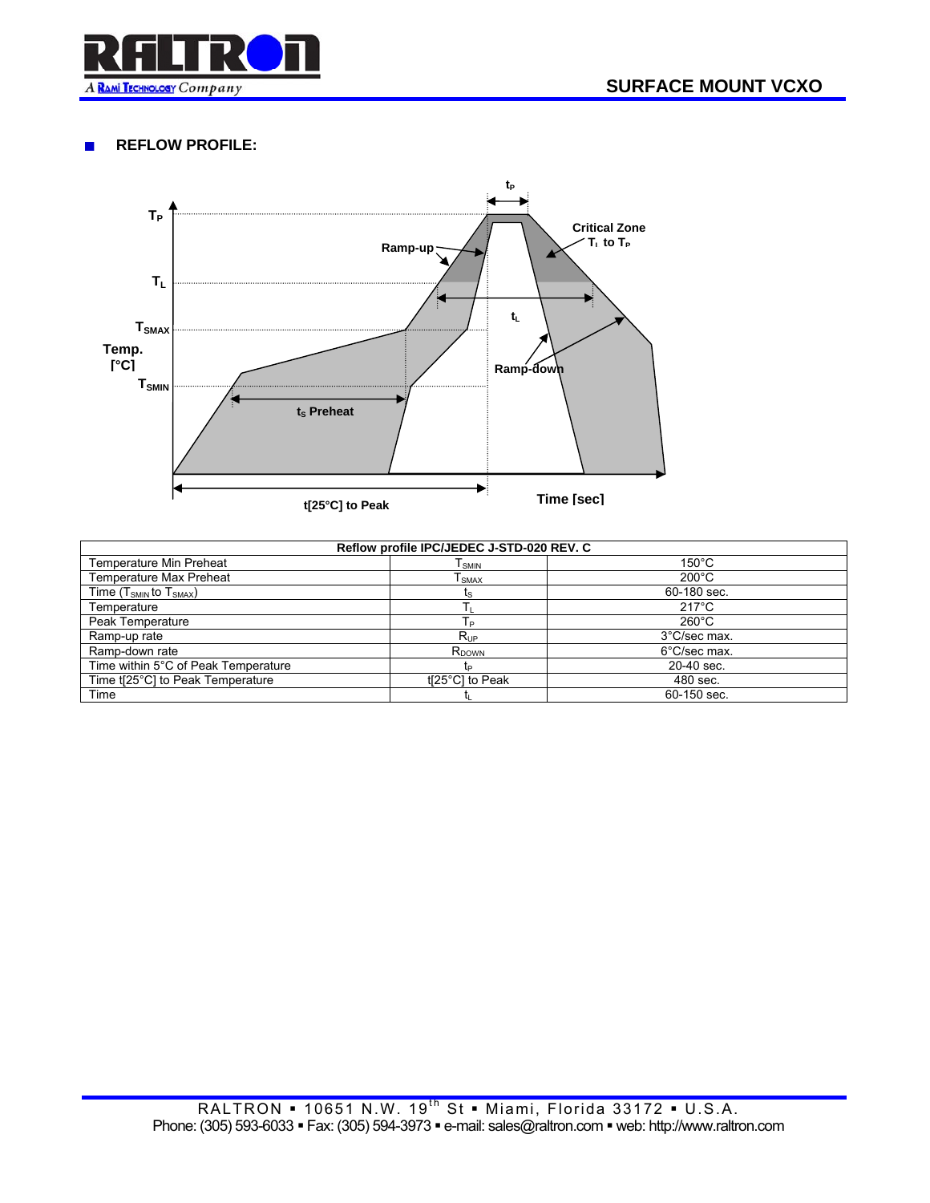## REFLOW PROFILE:

$t_P$

$T_P$

Critical Zone
$T_L$ to $T_P$

Ramp-up

$T_L$

$T_{SMAX}$

$t_L$

Temp. [°C]

Ramp-down

$T_{SMIN}$

$t_S$ Preheat

t[25°C] to Peak

Time [sec]

| Reflow profile IPC/JEDEC J-STD-020 REV. C | | |
|---|---|---|
| Temperature Min Preheat | $T_{SMIN}$ | 150°C |
| Temperature Max Preheat | $T_{SMAX}$ | 200°C |
| Time ($T_{SMIN}$ to $T_{SMAX}$) | $t_S$ | 60-180 sec. |
| Temperature | $T_L$ | 217°C |
| Peak Temperature | $T_P$ | 260°C |
| Ramp-up rate | $R_{UP}$ | 3°C/sec max. |
| Ramp-down rate | $R_{DOWN}$ | 6°C/sec max. |
| Time within 5°C of Peak Temperature | $t_P$ | 20-40 sec. |
| Time t[25°C] to Peak Temperature | t[25°C] to Peak | 480 sec. |
| Time | $t_L$ | 60-150 sec. |